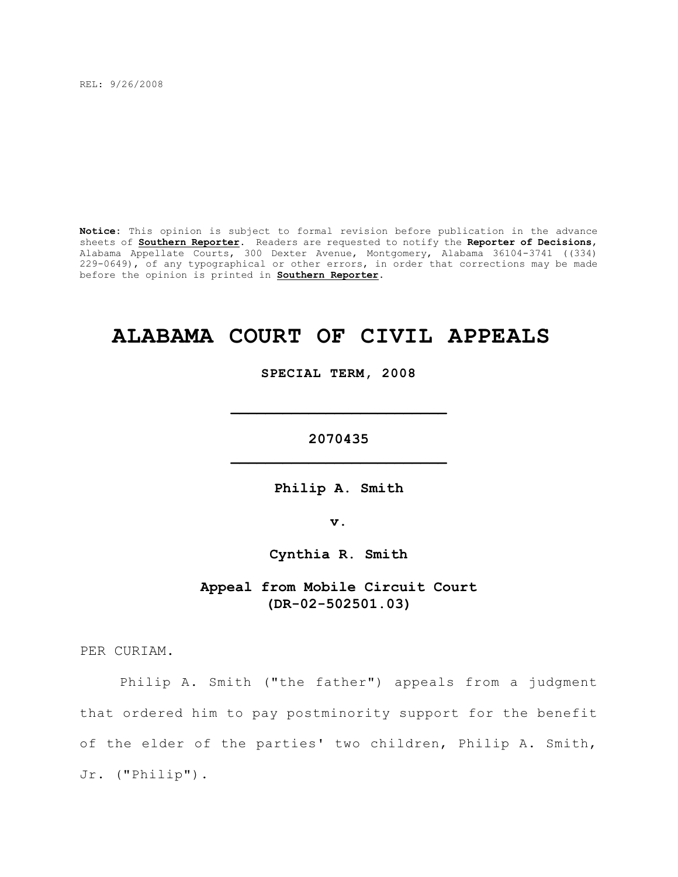REL: 9/26/2008

**Notice:** This opinion is subject to formal revision before publication in the advance sheets of **Southern Reporter**. Readers are requested to notify the **Reporter of Decisions**, Alabama Appellate Courts, 300 Dexter Avenue, Montgomery, Alabama 36104-3741 ((334) 229-0649), of any typographical or other errors, in order that corrections may be made before the opinion is printed in **Southern Reporter**.

# ALABAMA COURT OF CIVIL APPEALS

**SPECIAL TERM, 2008**

---

**2070435**

---

**Philip A. Smith**

**v.**

**Cynthia R. Smith**

**Appeal from Mobile Circuit Court (DR-02-502501.03)**

PER CURIAM.

Philip A. Smith ("the father") appeals from a judgment that ordered him to pay postminority support for the benefit of the elder of the parties' two children, Philip A. Smith, Jr. ("Philip").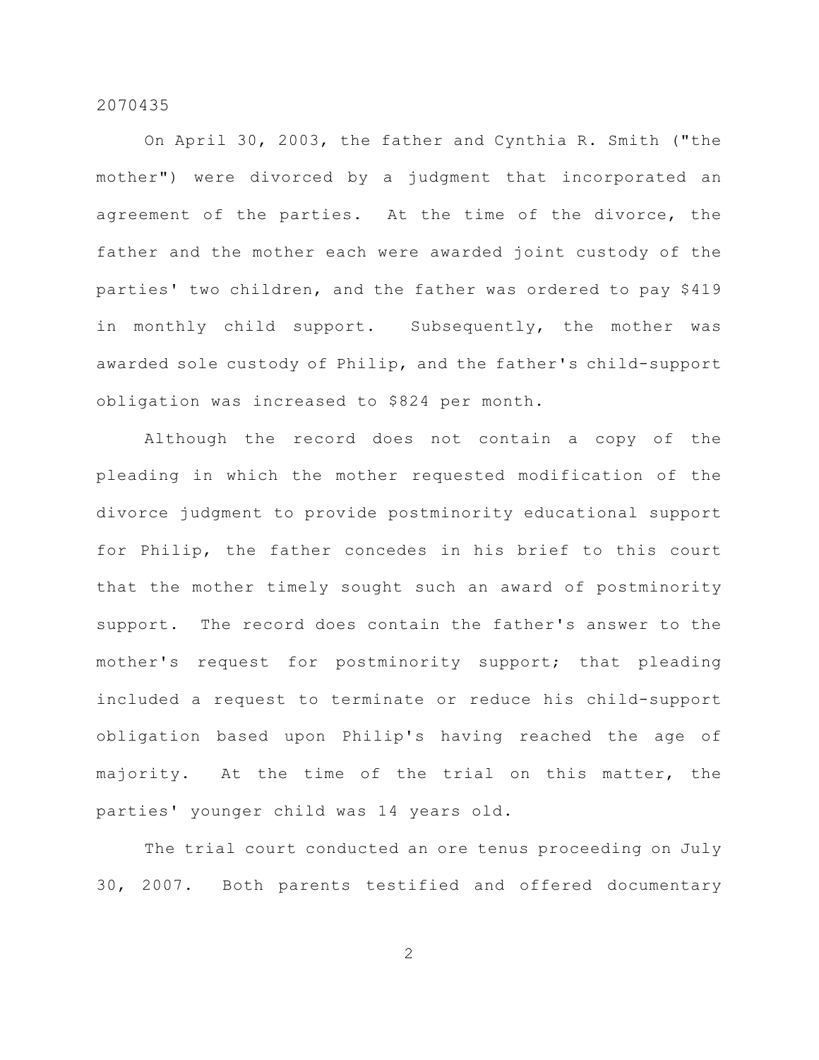On April 30, 2003, the father and Cynthia R. Smith ("the mother") were divorced by a judgment that incorporated an agreement of the parties. At the time of the divorce, the father and the mother each were awarded joint custody of the parties' two children, and the father was ordered to pay $419 in monthly child support. Subsequently, the mother was awarded sole custody of Philip, and the father's child-support obligation was increased to $824 per month.

Although the record does not contain a copy of the pleading in which the mother requested modification of the divorce judgment to provide postminority educational support for Philip, the father concedes in his brief to this court that the mother timely sought such an award of postminority support. The record does contain the father's answer to the mother's request for postminority support; that pleading included a request to terminate or reduce his child-support obligation based upon Philip's having reached the age of majority. At the time of the trial on this matter, the parties' younger child was 14 years old.

The trial court conducted an ore tenus proceeding on July 30, 2007. Both parents testified and offered documentary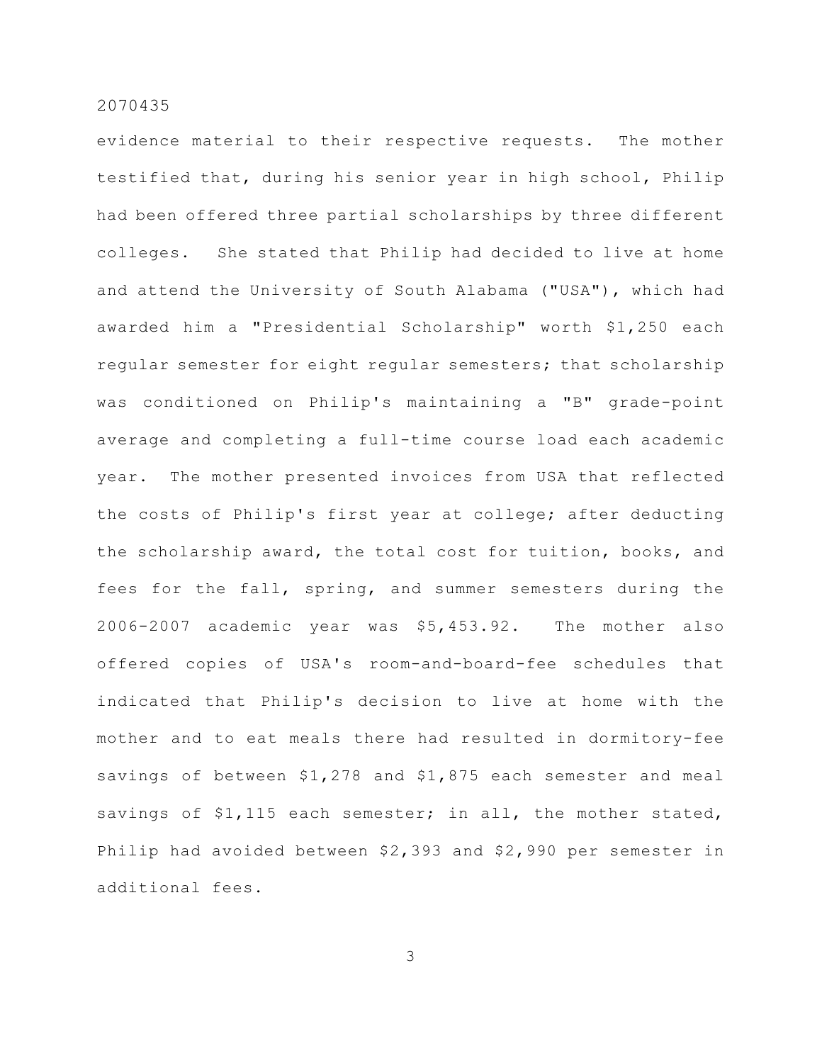evidence material to their respective requests. The mother testified that, during his senior year in high school, Philip had been offered three partial scholarships by three different colleges. She stated that Philip had decided to live at home and attend the University of South Alabama ("USA"), which had awarded him a "Presidential Scholarship" worth $1,250 each regular semester for eight regular semesters; that scholarship was conditioned on Philip's maintaining a "B" grade-point average and completing a full-time course load each academic year. The mother presented invoices from USA that reflected the costs of Philip's first year at college; after deducting the scholarship award, the total cost for tuition, books, and fees for the fall, spring, and summer semesters during the 2006-2007 academic year was $5,453.92. The mother also offered copies of USA's room-and-board-fee schedules that indicated that Philip's decision to live at home with the mother and to eat meals there had resulted in dormitory-fee savings of between $1,278 and $1,875 each semester and meal savings of $1,115 each semester; in all, the mother stated, Philip had avoided between $2,393 and $2,990 per semester in additional fees.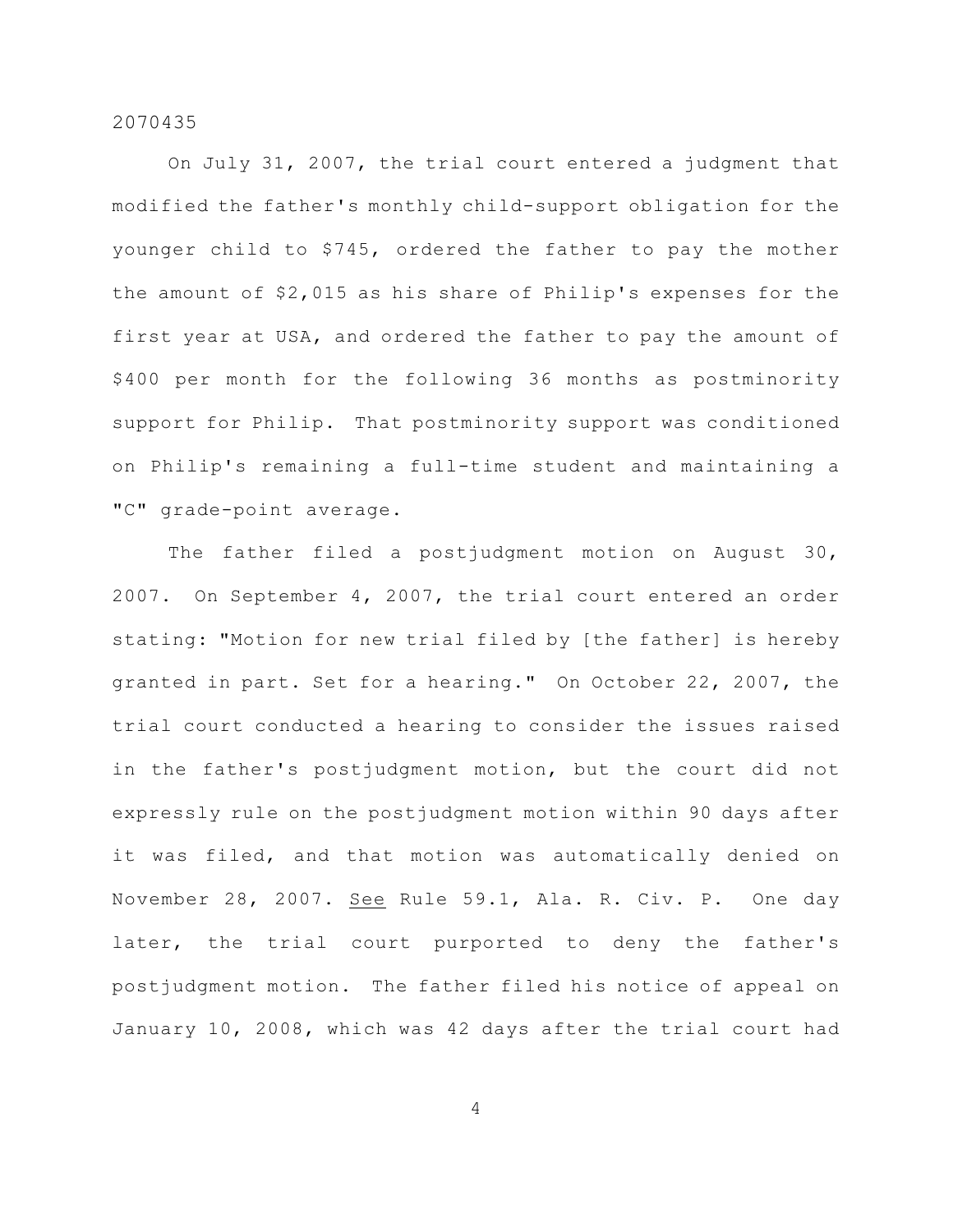On July 31, 2007, the trial court entered a judgment that modified the father's monthly child-support obligation for the younger child to $745, ordered the father to pay the mother the amount of $2,015 as his share of Philip's expenses for the first year at USA, and ordered the father to pay the amount of $400 per month for the following 36 months as postminority support for Philip. That postminority support was conditioned on Philip's remaining a full-time student and maintaining a "C" grade-point average.

The father filed a postjudgment motion on August 30, 2007. On September 4, 2007, the trial court entered an order stating: "Motion for new trial filed by [the father] is hereby granted in part. Set for a hearing." On October 22, 2007, the trial court conducted a hearing to consider the issues raised in the father's postjudgment motion, but the court did not expressly rule on the postjudgment motion within 90 days after it was filed, and that motion was automatically denied on November 28, 2007. _See_ Rule 59.1, Ala. R. Civ. P. One day later, the trial court purported to deny the father's postjudgment motion. The father filed his notice of appeal on January 10, 2008, which was 42 days after the trial court had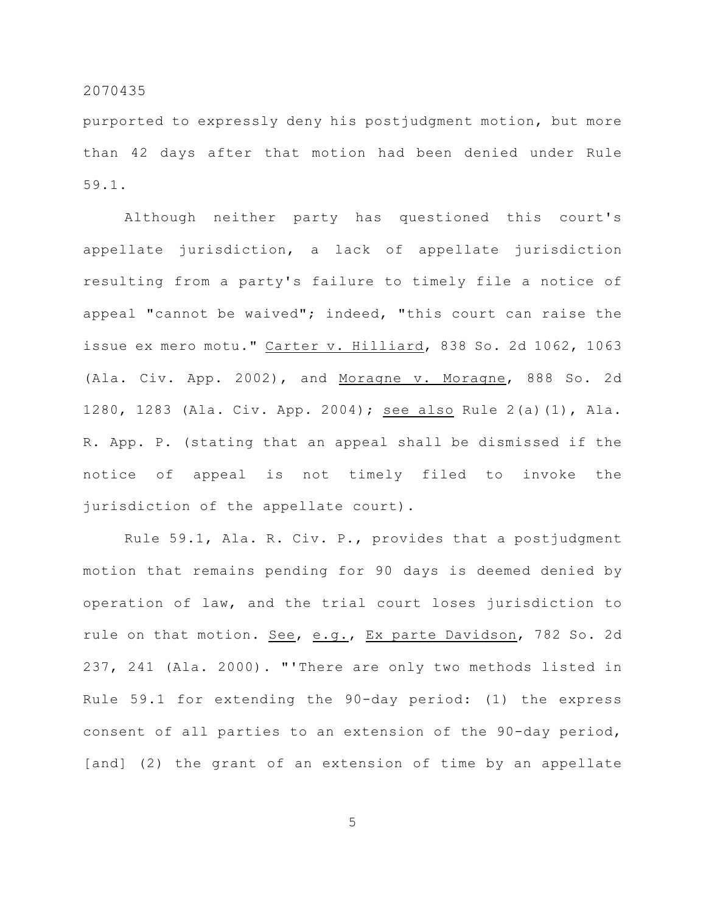purported to expressly deny his postjudgment motion, but more than 42 days after that motion had been denied under Rule 59.1.

Although neither party has questioned this court's appellate jurisdiction, a lack of appellate jurisdiction resulting from a party's failure to timely file a notice of appeal "cannot be waived"; indeed, "this court can raise the issue ex mero motu." Carter v. Hilliard, 838 So. 2d 1062, 1063 (Ala. Civ. App. 2002), and Moragne v. Moragne, 888 So. 2d 1280, 1283 (Ala. Civ. App. 2004); see also Rule 2(a)(1), Ala. R. App. P. (stating that an appeal shall be dismissed if the notice of appeal is not timely filed to invoke the jurisdiction of the appellate court).

Rule 59.1, Ala. R. Civ. P., provides that a postjudgment motion that remains pending for 90 days is deemed denied by operation of law, and the trial court loses jurisdiction to rule on that motion. See, e.g., Ex parte Davidson, 782 So. 2d 237, 241 (Ala. 2000). "'There are only two methods listed in Rule 59.1 for extending the 90-day period: (1) the express consent of all parties to an extension of the 90-day period, [and] (2) the grant of an extension of time by an appellate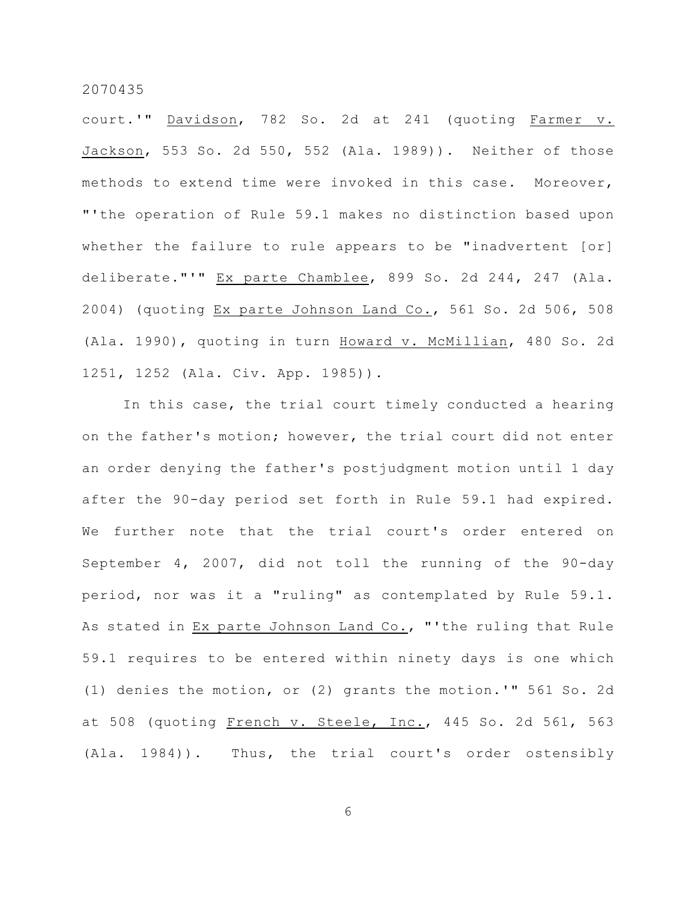court.'" Davidson, 782 So. 2d at 241 (quoting Farmer v. Jackson, 553 So. 2d 550, 552 (Ala. 1989)). Neither of those methods to extend time were invoked in this case. Moreover, "'the operation of Rule 59.1 makes no distinction based upon whether the failure to rule appears to be "inadvertent [or] deliberate."'" Ex parte Chamblee, 899 So. 2d 244, 247 (Ala. 2004) (quoting Ex parte Johnson Land Co., 561 So. 2d 506, 508 (Ala. 1990), quoting in turn Howard v. McMillian, 480 So. 2d 1251, 1252 (Ala. Civ. App. 1985)).

In this case, the trial court timely conducted a hearing on the father's motion; however, the trial court did not enter an order denying the father's postjudgment motion until 1 day after the 90-day period set forth in Rule 59.1 had expired. We further note that the trial court's order entered on September 4, 2007, did not toll the running of the 90-day period, nor was it a "ruling" as contemplated by Rule 59.1. As stated in Ex parte Johnson Land Co., "'the ruling that Rule 59.1 requires to be entered within ninety days is one which (1) denies the motion, or (2) grants the motion.'" 561 So. 2d at 508 (quoting French v. Steele, Inc., 445 So. 2d 561, 563 (Ala. 1984)). Thus, the trial court's order ostensibly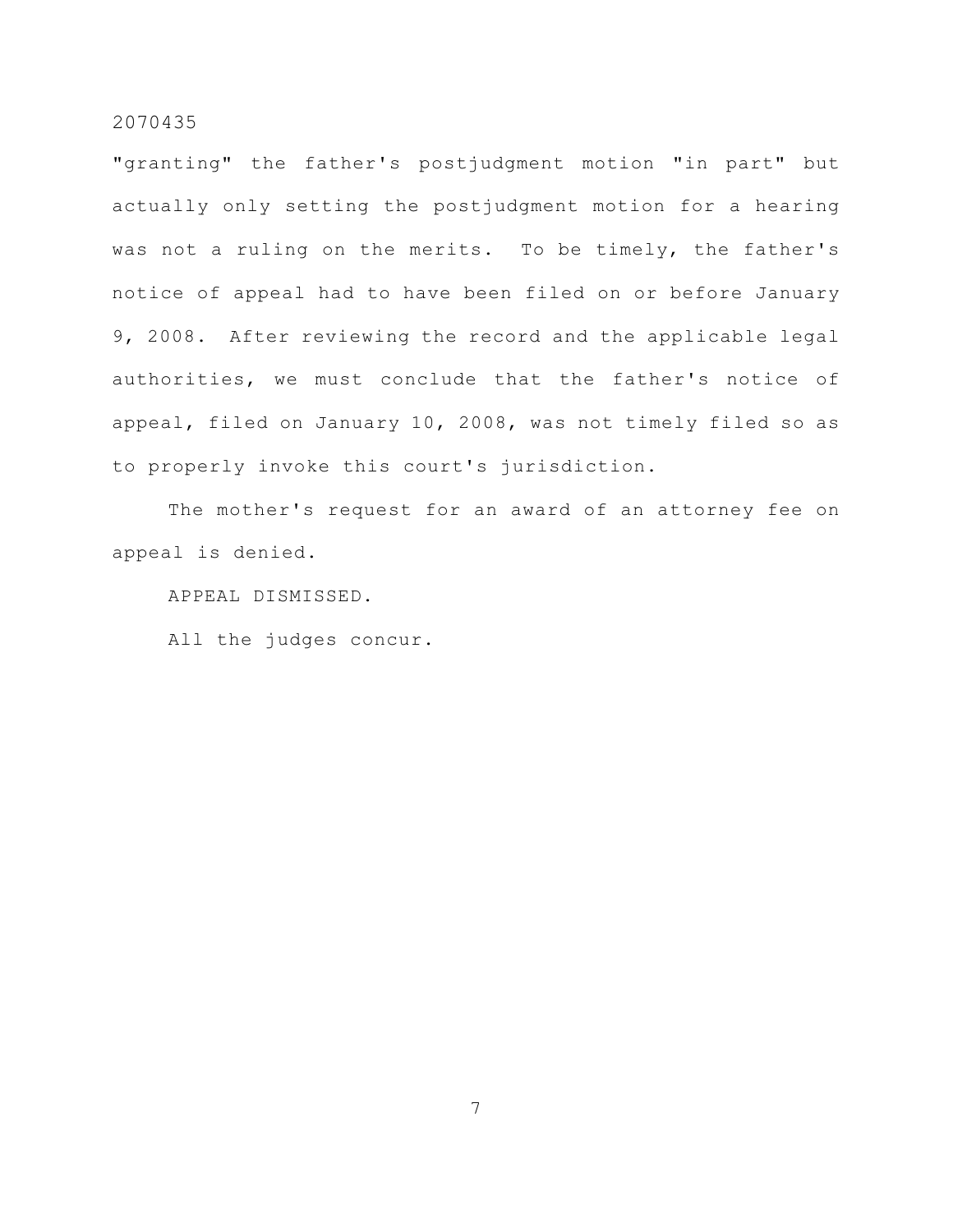"granting" the father's postjudgment motion "in part" but actually only setting the postjudgment motion for a hearing was not a ruling on the merits. To be timely, the father's notice of appeal had to have been filed on or before January 9, 2008. After reviewing the record and the applicable legal authorities, we must conclude that the father's notice of appeal, filed on January 10, 2008, was not timely filed so as to properly invoke this court's jurisdiction.

The mother's request for an award of an attorney fee on appeal is denied.

APPEAL DISMISSED.

All the judges concur.